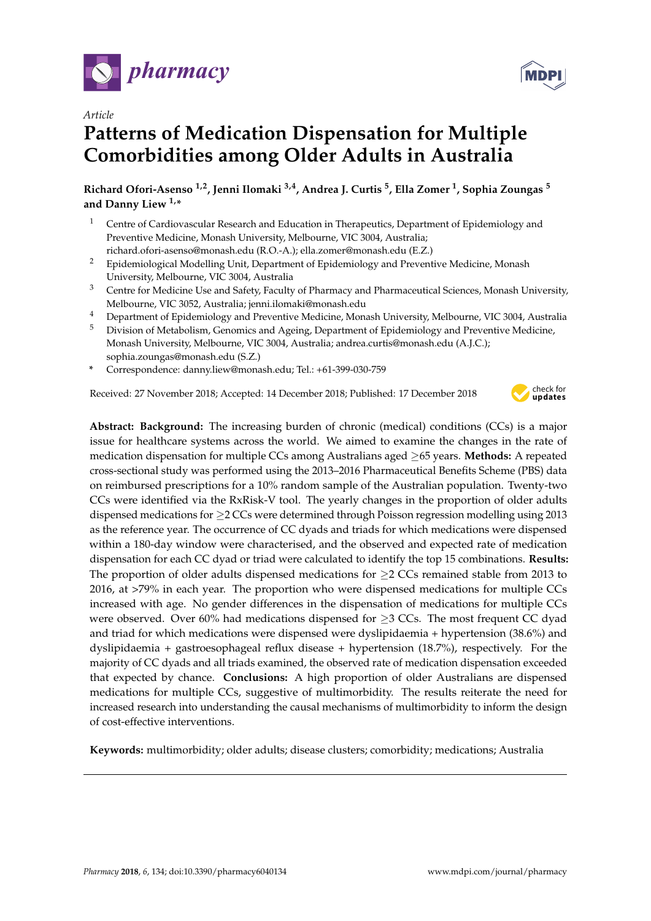*Article*

# Patterns of Medication Dispensation for Multiple Comorbidities among Older Adults in Australia

**Richard Ofori-Asenso [1,2], Jenni Ilomaki [3,4], Andrea J. Curtis [5], Ella Zomer [1], Sophia Zoungas [5] and Danny Liew [1,*]**

1. Centre of Cardiovascular Research and Education in Therapeutics, Department of Epidemiology and Preventive Medicine, Monash University, Melbourne, VIC 3004, Australia; richard.ofori-asenso@monash.edu (R.O.-A.); ella.zomer@monash.edu (E.Z.)
2. Epidemiological Modelling Unit, Department of Epidemiology and Preventive Medicine, Monash University, Melbourne, VIC 3004, Australia
3. Centre for Medicine Use and Safety, Faculty of Pharmacy and Pharmaceutical Sciences, Monash University, Melbourne, VIC 3052, Australia; jenni.ilomaki@monash.edu
4. Department of Epidemiology and Preventive Medicine, Monash University, Melbourne, VIC 3004, Australia
5. Division of Metabolism, Genomics and Ageing, Department of Epidemiology and Preventive Medicine, Monash University, Melbourne, VIC 3004, Australia; andrea.curtis@monash.edu (A.J.C.); sophia.zoungas@monash.edu (S.Z.)

\* Correspondence: danny.liew@monash.edu; Tel.: +61-399-030-759

Received: 27 November 2018; Accepted: 14 December 2018; Published: 17 December 2018

**Abstract: Background:** The increasing burden of chronic (medical) conditions (CCs) is a major issue for healthcare systems across the world. We aimed to examine the changes in the rate of medication dispensation for multiple CCs among Australians aged ≥65 years. **Methods:** A repeated cross-sectional study was performed using the 2013–2016 Pharmaceutical Benefits Scheme (PBS) data on reimbursed prescriptions for a 10% random sample of the Australian population. Twenty-two CCs were identified via the RxRisk-V tool. The yearly changes in the proportion of older adults dispensed medications for ≥2 CCs were determined through Poisson regression modelling using 2013 as the reference year. The occurrence of CC dyads and triads for which medications were dispensed within a 180-day window were characterised, and the observed and expected rate of medication dispensation for each CC dyad or triad were calculated to identify the top 15 combinations. **Results:** The proportion of older adults dispensed medications for ≥2 CCs remained stable from 2013 to 2016, at >79% in each year. The proportion who were dispensed medications for multiple CCs increased with age. No gender differences in the dispensation of medications for multiple CCs were observed. Over 60% had medications dispensed for ≥3 CCs. The most frequent CC dyad and triad for which medications were dispensed were dyslipidaemia + hypertension (38.6%) and dyslipidaemia + gastroesophageal reflux disease + hypertension (18.7%), respectively. For the majority of CC dyads and all triads examined, the observed rate of medication dispensation exceeded that expected by chance. **Conclusions:** A high proportion of older Australians are dispensed medications for multiple CCs, suggestive of multimorbidity. The results reiterate the need for increased research into understanding the causal mechanisms of multimorbidity to inform the design of cost-effective interventions.

**Keywords:** multimorbidity; older adults; disease clusters; comorbidity; medications; Australia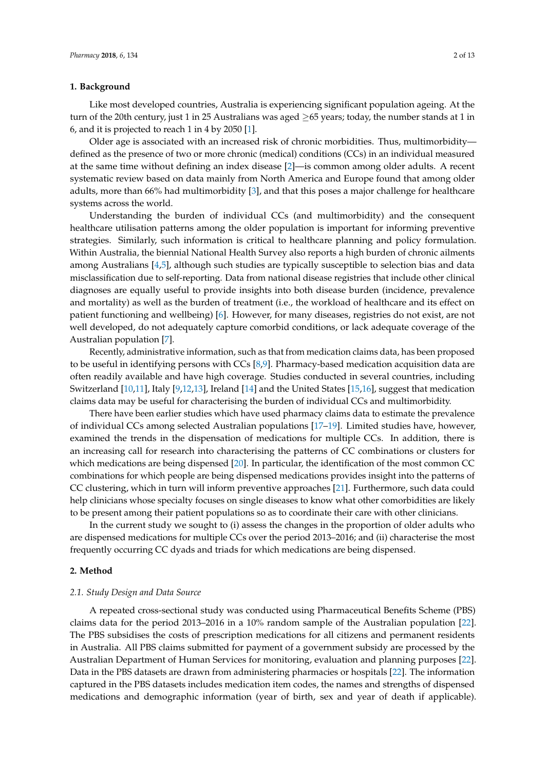## 1. Background

Like most developed countries, Australia is experiencing significant population ageing. At the turn of the 20th century, just 1 in 25 Australians was aged ≥65 years; today, the number stands at 1 in 6, and it is projected to reach 1 in 4 by 2050 [1].

Older age is associated with an increased risk of chronic morbidities. Thus, multimorbidity—defined as the presence of two or more chronic (medical) conditions (CCs) in an individual measured at the same time without defining an index disease [2]—is common among older adults. A recent systematic review based on data mainly from North America and Europe found that among older adults, more than 66% had multimorbidity [3], and that this poses a major challenge for healthcare systems across the world.

Understanding the burden of individual CCs (and multimorbidity) and the consequent healthcare utilisation patterns among the older population is important for informing preventive strategies. Similarly, such information is critical to healthcare planning and policy formulation. Within Australia, the biennial National Health Survey also reports a high burden of chronic ailments among Australians [4,5], although such studies are typically susceptible to selection bias and data misclassification due to self-reporting. Data from national disease registries that include other clinical diagnoses are equally useful to provide insights into both disease burden (incidence, prevalence and mortality) as well as the burden of treatment (i.e., the workload of healthcare and its effect on patient functioning and wellbeing) [6]. However, for many diseases, registries do not exist, are not well developed, do not adequately capture comorbid conditions, or lack adequate coverage of the Australian population [7].

Recently, administrative information, such as that from medication claims data, has been proposed to be useful in identifying persons with CCs [8,9]. Pharmacy-based medication acquisition data are often readily available and have high coverage. Studies conducted in several countries, including Switzerland [10,11], Italy [9,12,13], Ireland [14] and the United States [15,16], suggest that medication claims data may be useful for characterising the burden of individual CCs and multimorbidity.

There have been earlier studies which have used pharmacy claims data to estimate the prevalence of individual CCs among selected Australian populations [17–19]. Limited studies have, however, examined the trends in the dispensation of medications for multiple CCs. In addition, there is an increasing call for research into characterising the patterns of CC combinations or clusters for which medications are being dispensed [20]. In particular, the identification of the most common CC combinations for which people are being dispensed medications provides insight into the patterns of CC clustering, which in turn will inform preventive approaches [21]. Furthermore, such data could help clinicians whose specialty focuses on single diseases to know what other comorbidities are likely to be present among their patient populations so as to coordinate their care with other clinicians.

In the current study we sought to (i) assess the changes in the proportion of older adults who are dispensed medications for multiple CCs over the period 2013–2016; and (ii) characterise the most frequently occurring CC dyads and triads for which medications are being dispensed.

## 2. Method

### 2.1. Study Design and Data Source

A repeated cross-sectional study was conducted using Pharmaceutical Benefits Scheme (PBS) claims data for the period 2013–2016 in a 10% random sample of the Australian population [22]. The PBS subsidises the costs of prescription medications for all citizens and permanent residents in Australia. All PBS claims submitted for payment of a government subsidy are processed by the Australian Department of Human Services for monitoring, evaluation and planning purposes [22]. Data in the PBS datasets are drawn from administering pharmacies or hospitals [22]. The information captured in the PBS datasets includes medication item codes, the names and strengths of dispensed medications and demographic information (year of birth, sex and year of death if applicable).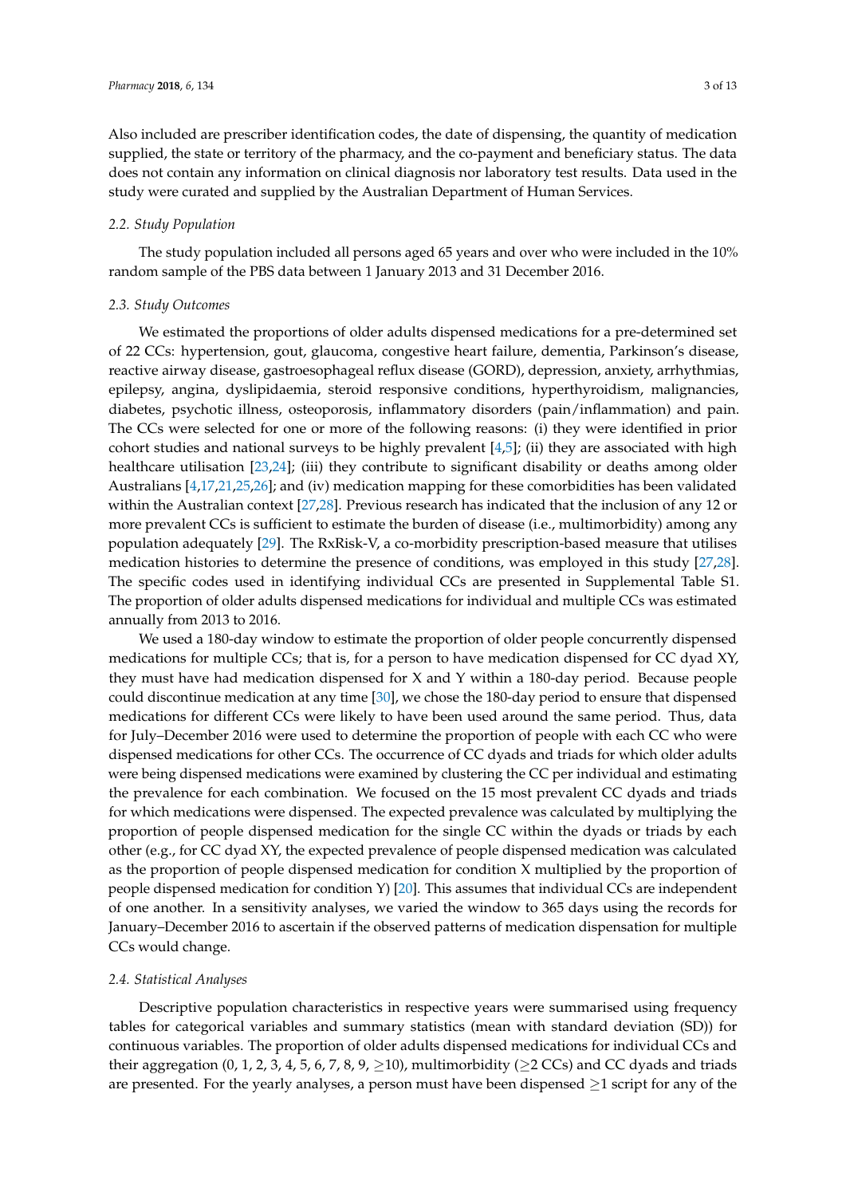Also included are prescriber identification codes, the date of dispensing, the quantity of medication supplied, the state or territory of the pharmacy, and the co-payment and beneficiary status. The data does not contain any information on clinical diagnosis nor laboratory test results. Data used in the study were curated and supplied by the Australian Department of Human Services.

### 2.2. Study Population

The study population included all persons aged 65 years and over who were included in the 10% random sample of the PBS data between 1 January 2013 and 31 December 2016.

### 2.3. Study Outcomes

We estimated the proportions of older adults dispensed medications for a pre-determined set of 22 CCs: hypertension, gout, glaucoma, congestive heart failure, dementia, Parkinson's disease, reactive airway disease, gastroesophageal reflux disease (GORD), depression, anxiety, arrhythmias, epilepsy, angina, dyslipidaemia, steroid responsive conditions, hyperthyroidism, malignancies, diabetes, psychotic illness, osteoporosis, inflammatory disorders (pain/inflammation) and pain. The CCs were selected for one or more of the following reasons: (i) they were identified in prior cohort studies and national surveys to be highly prevalent [4,5]; (ii) they are associated with high healthcare utilisation [23,24]; (iii) they contribute to significant disability or deaths among older Australians [4,17,21,25,26]; and (iv) medication mapping for these comorbidities has been validated within the Australian context [27,28]. Previous research has indicated that the inclusion of any 12 or more prevalent CCs is sufficient to estimate the burden of disease (i.e., multimorbidity) among any population adequately [29]. The RxRisk-V, a co-morbidity prescription-based measure that utilises medication histories to determine the presence of conditions, was employed in this study [27,28]. The specific codes used in identifying individual CCs are presented in Supplemental Table S1. The proportion of older adults dispensed medications for individual and multiple CCs was estimated annually from 2013 to 2016.

We used a 180-day window to estimate the proportion of older people concurrently dispensed medications for multiple CCs; that is, for a person to have medication dispensed for CC dyad XY, they must have had medication dispensed for X and Y within a 180-day period. Because people could discontinue medication at any time [30], we chose the 180-day period to ensure that dispensed medications for different CCs were likely to have been used around the same period. Thus, data for July–December 2016 were used to determine the proportion of people with each CC who were dispensed medications for other CCs. The occurrence of CC dyads and triads for which older adults were being dispensed medications were examined by clustering the CC per individual and estimating the prevalence for each combination. We focused on the 15 most prevalent CC dyads and triads for which medications were dispensed. The expected prevalence was calculated by multiplying the proportion of people dispensed medication for the single CC within the dyads or triads by each other (e.g., for CC dyad XY, the expected prevalence of people dispensed medication was calculated as the proportion of people dispensed medication for condition X multiplied by the proportion of people dispensed medication for condition Y) [20]. This assumes that individual CCs are independent of one another. In a sensitivity analyses, we varied the window to 365 days using the records for January–December 2016 to ascertain if the observed patterns of medication dispensation for multiple CCs would change.

### 2.4. Statistical Analyses

Descriptive population characteristics in respective years were summarised using frequency tables for categorical variables and summary statistics (mean with standard deviation (SD)) for continuous variables. The proportion of older adults dispensed medications for individual CCs and their aggregation (0, 1, 2, 3, 4, 5, 6, 7, 8, 9, $\geq$10), multimorbidity ($\geq$2 CCs) and CC dyads and triads are presented. For the yearly analyses, a person must have been dispensed $\geq$1 script for any of the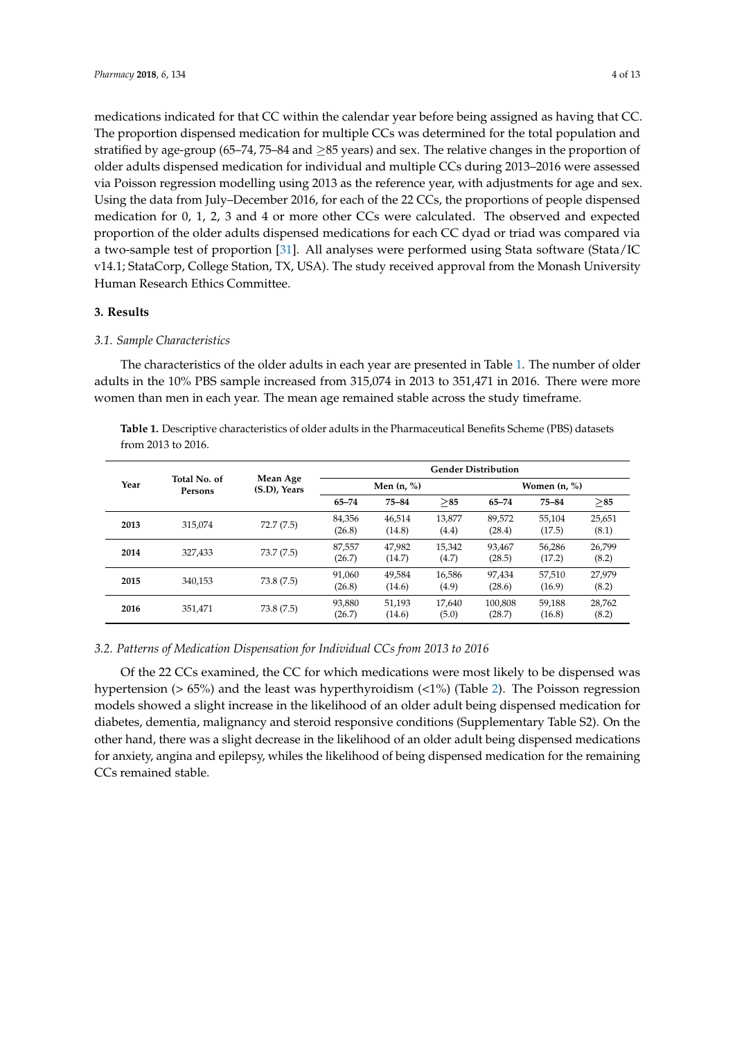medications indicated for that CC within the calendar year before being assigned as having that CC. The proportion dispensed medication for multiple CCs was determined for the total population and stratified by age-group (65–74, 75–84 and ≥85 years) and sex. The relative changes in the proportion of older adults dispensed medication for individual and multiple CCs during 2013–2016 were assessed via Poisson regression modelling using 2013 as the reference year, with adjustments for age and sex. Using the data from July–December 2016, for each of the 22 CCs, the proportions of people dispensed medication for 0, 1, 2, 3 and 4 or more other CCs were calculated. The observed and expected proportion of the older adults dispensed medications for each CC dyad or triad was compared via a two-sample test of proportion [31]. All analyses were performed using Stata software (Stata/IC v14.1; StataCorp, College Station, TX, USA). The study received approval from the Monash University Human Research Ethics Committee.

## 3. Results

### 3.1. Sample Characteristics

The characteristics of the older adults in each year are presented in Table 1. The number of older adults in the 10% PBS sample increased from 315,074 in 2013 to 351,471 in 2016. There were more women than men in each year. The mean age remained stable across the study timeframe.

**Table 1.** Descriptive characteristics of older adults in the Pharmaceutical Benefits Scheme (PBS) datasets from 2013 to 2016.

| Year | Total No. of Persons | Mean Age (S.D), Years | Gender Distribution | | | | | |
|---|---|---|---|---|---|---|---|---|
| | | | Men (n, %) | | | Women (n, %) | | |
| | | | 65–74 | 75–84 | ≥85 | 65–74 | 75–84 | ≥85 |
| **2013** | 315,074 | 72.7 (7.5) | 84,356 (26.8) | 46,514 (14.8) | 13,877 (4.4) | 89,572 (28.4) | 55,104 (17.5) | 25,651 (8.1) |
| **2014** | 327,433 | 73.7 (7.5) | 87,557 (26.7) | 47,982 (14.7) | 15,342 (4.7) | 93,467 (28.5) | 56,286 (17.2) | 26,799 (8.2) |
| **2015** | 340,153 | 73.8 (7.5) | 91,060 (26.8) | 49,584 (14.6) | 16,586 (4.9) | 97,434 (28.6) | 57,510 (16.9) | 27,979 (8.2) |
| **2016** | 351,471 | 73.8 (7.5) | 93,880 (26.7) | 51,193 (14.6) | 17,640 (5.0) | 100,808 (28.7) | 59,188 (16.8) | 28,762 (8.2) |

### 3.2. Patterns of Medication Dispensation for Individual CCs from 2013 to 2016

Of the 22 CCs examined, the CC for which medications were most likely to be dispensed was hypertension (> 65%) and the least was hyperthyroidism (<1%) (Table 2). The Poisson regression models showed a slight increase in the likelihood of an older adult being dispensed medication for diabetes, dementia, malignancy and steroid responsive conditions (Supplementary Table S2). On the other hand, there was a slight decrease in the likelihood of an older adult being dispensed medications for anxiety, angina and epilepsy, whiles the likelihood of being dispensed medication for the remaining CCs remained stable.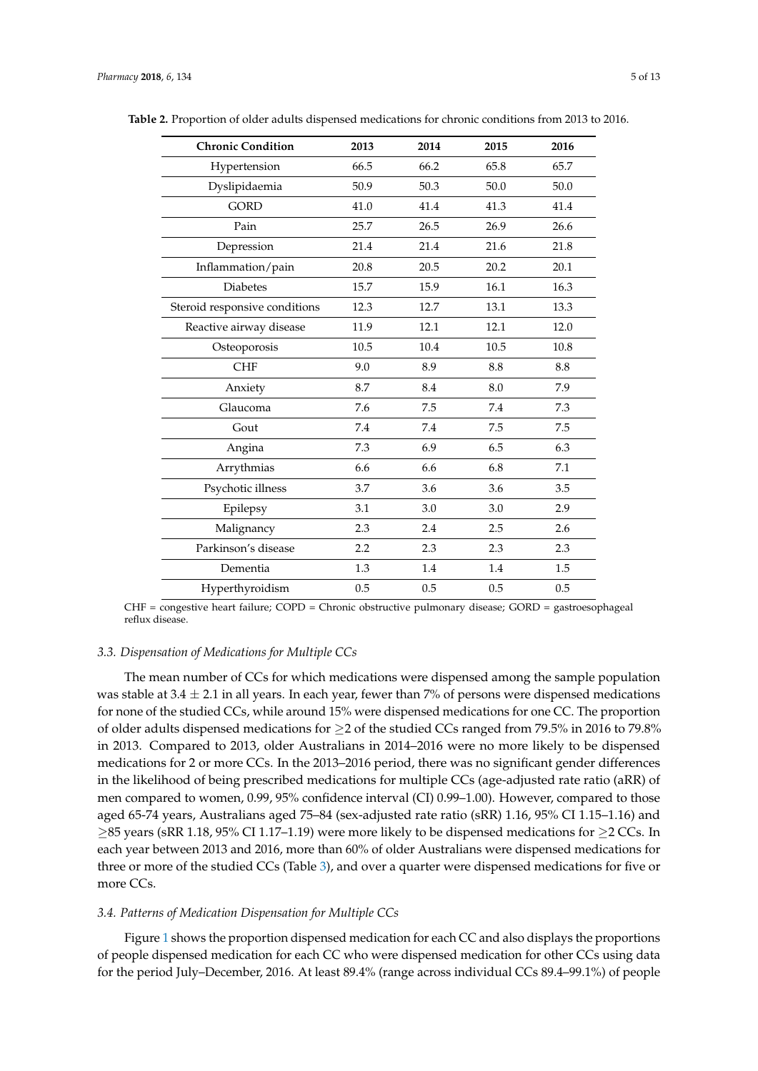**Table 2.** Proportion of older adults dispensed medications for chronic conditions from 2013 to 2016.

| Chronic Condition | 2013 | 2014 | 2015 | 2016 |
|---|---|---|---|---|
| Hypertension | 66.5 | 66.2 | 65.8 | 65.7 |
| Dyslipidaemia | 50.9 | 50.3 | 50.0 | 50.0 |
| GORD | 41.0 | 41.4 | 41.3 | 41.4 |
| Pain | 25.7 | 26.5 | 26.9 | 26.6 |
| Depression | 21.4 | 21.4 | 21.6 | 21.8 |
| Inflammation/pain | 20.8 | 20.5 | 20.2 | 20.1 |
| Diabetes | 15.7 | 15.9 | 16.1 | 16.3 |
| Steroid responsive conditions | 12.3 | 12.7 | 13.1 | 13.3 |
| Reactive airway disease | 11.9 | 12.1 | 12.1 | 12.0 |
| Osteoporosis | 10.5 | 10.4 | 10.5 | 10.8 |
| CHF | 9.0 | 8.9 | 8.8 | 8.8 |
| Anxiety | 8.7 | 8.4 | 8.0 | 7.9 |
| Glaucoma | 7.6 | 7.5 | 7.4 | 7.3 |
| Gout | 7.4 | 7.4 | 7.5 | 7.5 |
| Angina | 7.3 | 6.9 | 6.5 | 6.3 |
| Arrythmias | 6.6 | 6.6 | 6.8 | 7.1 |
| Psychotic illness | 3.7 | 3.6 | 3.6 | 3.5 |
| Epilepsy | 3.1 | 3.0 | 3.0 | 2.9 |
| Malignancy | 2.3 | 2.4 | 2.5 | 2.6 |
| Parkinson's disease | 2.2 | 2.3 | 2.3 | 2.3 |
| Dementia | 1.3 | 1.4 | 1.4 | 1.5 |
| Hyperthyroidism | 0.5 | 0.5 | 0.5 | 0.5 |

CHF = congestive heart failure; COPD = Chronic obstructive pulmonary disease; GORD = gastroesophageal reflux disease.

### 3.3. Dispensation of Medications for Multiple CCs

The mean number of CCs for which medications were dispensed among the sample population was stable at $3.4 \pm 2.1$ in all years. In each year, fewer than 7% of persons were dispensed medications for none of the studied CCs, while around 15% were dispensed medications for one CC. The proportion of older adults dispensed medications for $\geq$2 of the studied CCs ranged from 79.5% in 2016 to 79.8% in 2013. Compared to 2013, older Australians in 2014–2016 were no more likely to be dispensed medications for 2 or more CCs. In the 2013–2016 period, there was no significant gender differences in the likelihood of being prescribed medications for multiple CCs (age-adjusted rate ratio (aRR) of men compared to women, 0.99, 95% confidence interval (CI) 0.99–1.00). However, compared to those aged 65-74 years, Australians aged 75–84 (sex-adjusted rate ratio (sRR) 1.16, 95% CI 1.15–1.16) and $\geq$85 years (sRR 1.18, 95% CI 1.17–1.19) were more likely to be dispensed medications for $\geq$2 CCs. In each year between 2013 and 2016, more than 60% of older Australians were dispensed medications for three or more of the studied CCs (Table 3), and over a quarter were dispensed medications for five or more CCs.

### 3.4. Patterns of Medication Dispensation for Multiple CCs

Figure 1 shows the proportion dispensed medication for each CC and also displays the proportions of people dispensed medication for each CC who were dispensed medication for other CCs using data for the period July–December, 2016. At least 89.4% (range across individual CCs 89.4–99.1%) of people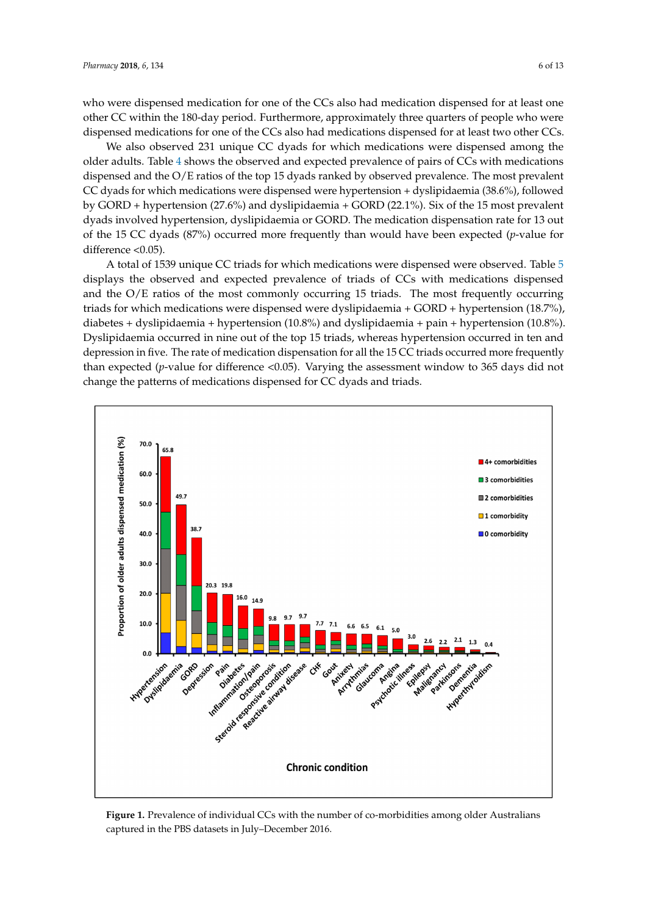who were dispensed medication for one of the CCs also had medication dispensed for at least one other CC within the 180-day period. Furthermore, approximately three quarters of people who were dispensed medications for one of the CCs also had medications dispensed for at least two other CCs.

We also observed 231 unique CC dyads for which medications were dispensed among the older adults. Table 4 shows the observed and expected prevalence of pairs of CCs with medications dispensed and the O/E ratios of the top 15 dyads ranked by observed prevalence. The most prevalent CC dyads for which medications were dispensed were hypertension + dyslipidaemia (38.6%), followed by GORD + hypertension (27.6%) and dyslipidaemia + GORD (22.1%). Six of the 15 most prevalent dyads involved hypertension, dyslipidaemia or GORD. The medication dispensation rate for 13 out of the 15 CC dyads (87%) occurred more frequently than would have been expected ($p$-value for difference <0.05).

A total of 1539 unique CC triads for which medications were dispensed were observed. Table 5 displays the observed and expected prevalence of triads of CCs with medications dispensed and the O/E ratios of the most commonly occurring 15 triads. The most frequently occurring triads for which medications were dispensed were dyslipidaemia + GORD + hypertension (18.7%), diabetes + dyslipidaemia + hypertension (10.8%) and dyslipidaemia + pain + hypertension (10.8%). Dyslipidaemia occurred in nine out of the top 15 triads, whereas hypertension occurred in ten and depression in five. The rate of medication dispensation for all the 15 CC triads occurred more frequently than expected ($p$-value for difference <0.05). Varying the assessment window to 365 days did not change the patterns of medications dispensed for CC dyads and triads.

**Figure 1.** Prevalence of individual CCs with the number of co-morbidities among older Australians captured in the PBS datasets in July–December 2016.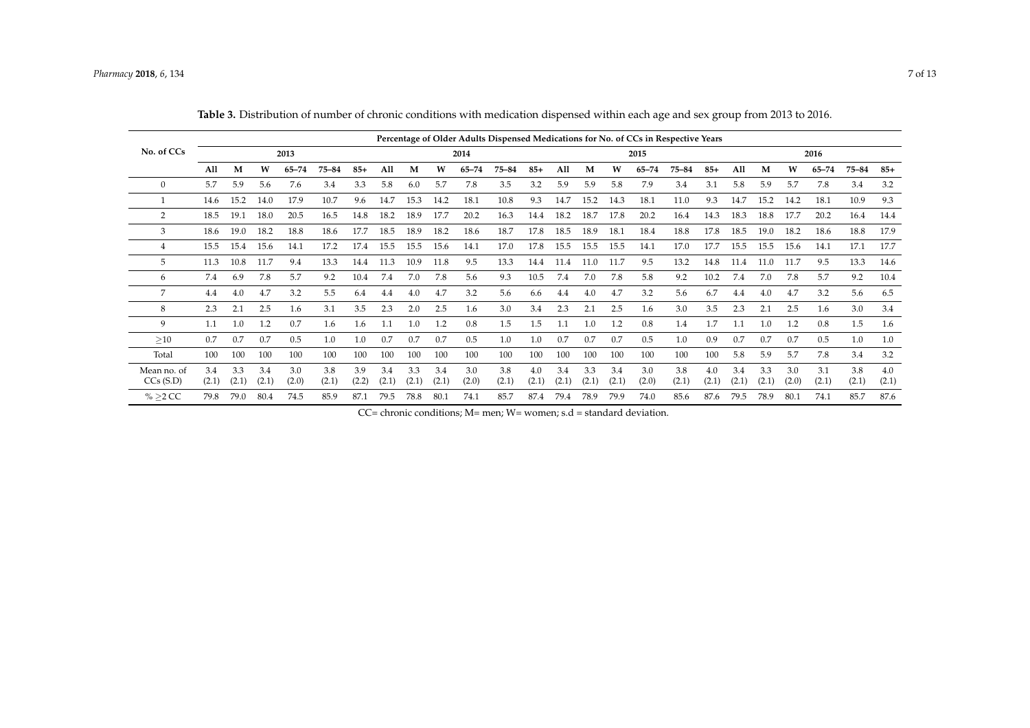**Table 3.** Distribution of number of chronic conditions with medication dispensed within each age and sex group from 2013 to 2016.

| No. of CCs | Percentage of Older Adults Dispensed Medications for No. of CCs in Respective Years | | | | | | | | | | | | | | | | | | | | | | | |
|---|---|---|---|---|---|---|---|---|---|---|---|---|---|---|---|---|---|---|---|---|---|---|---|---|
| | 2013 | | | | | | 2014 | | | | | | 2015 | | | | | | 2016 | | | | | |
| | All | M | W | 65–74 | 75–84 | 85+ | All | M | W | 65–74 | 75–84 | 85+ | All | M | W | 65–74 | 75–84 | 85+ | All | M | W | 65–74 | 75–84 | 85+ |
| 0 | 5.7 | 5.9 | 5.6 | 7.6 | 3.4 | 3.3 | 5.8 | 6.0 | 5.7 | 7.8 | 3.5 | 3.2 | 5.9 | 5.9 | 5.8 | 7.9 | 3.4 | 3.1 | 5.8 | 5.9 | 5.7 | 7.8 | 3.4 | 3.2 |
| 1 | 14.6 | 15.2 | 14.0 | 17.9 | 10.7 | 9.6 | 14.7 | 15.3 | 14.2 | 18.1 | 10.8 | 9.3 | 14.7 | 15.2 | 14.3 | 18.1 | 11.0 | 9.3 | 14.7 | 15.2 | 14.2 | 18.1 | 10.9 | 9.3 |
| 2 | 18.5 | 19.1 | 18.0 | 20.5 | 16.5 | 14.8 | 18.2 | 18.9 | 17.7 | 20.2 | 16.3 | 14.4 | 18.2 | 18.7 | 17.8 | 20.2 | 16.4 | 14.3 | 18.3 | 18.8 | 17.7 | 20.2 | 16.4 | 14.4 |
| 3 | 18.6 | 19.0 | 18.2 | 18.8 | 18.6 | 17.7 | 18.5 | 18.9 | 18.2 | 18.6 | 18.7 | 17.8 | 18.5 | 18.9 | 18.1 | 18.4 | 18.8 | 17.8 | 18.5 | 19.0 | 18.2 | 18.6 | 18.8 | 17.9 |
| 4 | 15.5 | 15.4 | 15.6 | 14.1 | 17.2 | 17.4 | 15.5 | 15.5 | 15.6 | 14.1 | 17.0 | 17.8 | 15.5 | 15.5 | 15.5 | 14.1 | 17.0 | 17.7 | 15.5 | 15.5 | 15.6 | 14.1 | 17.1 | 17.7 |
| 5 | 11.3 | 10.8 | 11.7 | 9.4 | 13.3 | 14.4 | 11.3 | 10.9 | 11.8 | 9.5 | 13.3 | 14.4 | 11.4 | 11.0 | 11.7 | 9.5 | 13.2 | 14.8 | 11.4 | 11.0 | 11.7 | 9.5 | 13.3 | 14.6 |
| 6 | 7.4 | 6.9 | 7.8 | 5.7 | 9.2 | 10.4 | 7.4 | 7.0 | 7.8 | 5.6 | 9.3 | 10.5 | 7.4 | 7.0 | 7.8 | 5.8 | 9.2 | 10.2 | 7.4 | 7.0 | 7.8 | 5.7 | 9.2 | 10.4 |
| 7 | 4.4 | 4.0 | 4.7 | 3.2 | 5.5 | 6.4 | 4.4 | 4.0 | 4.7 | 3.2 | 5.6 | 6.6 | 4.4 | 4.0 | 4.7 | 3.2 | 5.6 | 6.7 | 4.4 | 4.0 | 4.7 | 3.2 | 5.6 | 6.5 |
| 8 | 2.3 | 2.1 | 2.5 | 1.6 | 3.1 | 3.5 | 2.3 | 2.0 | 2.5 | 1.6 | 3.0 | 3.4 | 2.3 | 2.1 | 2.5 | 1.6 | 3.0 | 3.5 | 2.3 | 2.1 | 2.5 | 1.6 | 3.0 | 3.4 |
| 9 | 1.1 | 1.0 | 1.2 | 0.7 | 1.6 | 1.6 | 1.1 | 1.0 | 1.2 | 0.8 | 1.5 | 1.5 | 1.1 | 1.0 | 1.2 | 0.8 | 1.4 | 1.7 | 1.1 | 1.0 | 1.2 | 0.8 | 1.5 | 1.6 |
| ≥10 | 0.7 | 0.7 | 0.7 | 0.5 | 1.0 | 1.0 | 0.7 | 0.7 | 0.7 | 0.5 | 1.0 | 1.0 | 0.7 | 0.7 | 0.7 | 0.5 | 1.0 | 0.9 | 0.7 | 0.7 | 0.7 | 0.5 | 1.0 | 1.0 |
| Total | 100 | 100 | 100 | 100 | 100 | 100 | 100 | 100 | 100 | 100 | 100 | 100 | 100 | 100 | 100 | 100 | 100 | 100 | 5.8 | 5.9 | 5.7 | 7.8 | 3.4 | 3.2 |
| Mean no. of CCs (S.D) | 3.4 (2.1) | 3.3 (2.1) | 3.4 (2.1) | 3.0 (2.0) | 3.8 (2.1) | 3.9 (2.2) | 3.4 (2.1) | 3.3 (2.1) | 3.4 (2.1) | 3.0 (2.0) | 3.8 (2.1) | 4.0 (2.1) | 3.4 (2.1) | 3.3 (2.1) | 3.4 (2.1) | 3.0 (2.0) | 3.8 (2.1) | 4.0 (2.1) | 3.4 (2.1) | 3.3 (2.1) | 3.0 (2.0) | 3.1 (2.1) | 3.8 (2.1) | 4.0 (2.1) |
| % ≥2 CC | 79.8 | 79.0 | 80.4 | 74.5 | 85.9 | 87.1 | 79.5 | 78.8 | 80.1 | 74.1 | 85.7 | 87.4 | 79.4 | 78.9 | 79.9 | 74.0 | 85.6 | 87.6 | 79.5 | 78.9 | 80.1 | 74.1 | 85.7 | 87.6 |

CC= chronic conditions; M= men; W= women; s.d = standard deviation.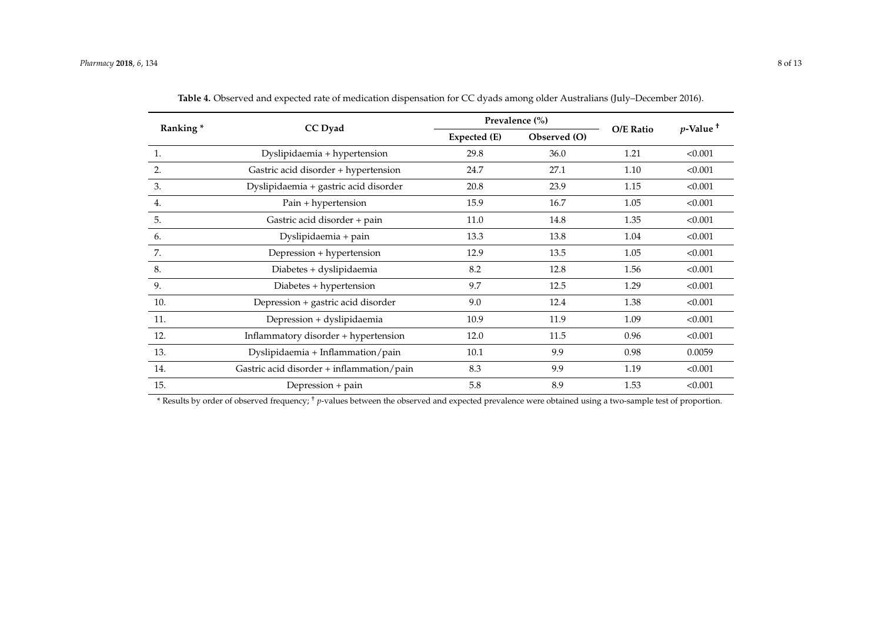**Table 4.** Observed and expected rate of medication dispensation for CC dyads among older Australians (July–December 2016).

| Ranking * | CC Dyad | Prevalence (%) | | O/E Ratio | *p*-Value † |
|---|---|---|---|---|---|
| | | Expected (E) | Observed (O) | | |
| 1. | Dyslipidaemia + hypertension | 29.8 | 36.0 | 1.21 | <0.001 |
| 2. | Gastric acid disorder + hypertension | 24.7 | 27.1 | 1.10 | <0.001 |
| 3. | Dyslipidaemia + gastric acid disorder | 20.8 | 23.9 | 1.15 | <0.001 |
| 4. | Pain + hypertension | 15.9 | 16.7 | 1.05 | <0.001 |
| 5. | Gastric acid disorder + pain | 11.0 | 14.8 | 1.35 | <0.001 |
| 6. | Dyslipidaemia + pain | 13.3 | 13.8 | 1.04 | <0.001 |
| 7. | Depression + hypertension | 12.9 | 13.5 | 1.05 | <0.001 |
| 8. | Diabetes + dyslipidaemia | 8.2 | 12.8 | 1.56 | <0.001 |
| 9. | Diabetes + hypertension | 9.7 | 12.5 | 1.29 | <0.001 |
| 10. | Depression + gastric acid disorder | 9.0 | 12.4 | 1.38 | <0.001 |
| 11. | Depression + dyslipidaemia | 10.9 | 11.9 | 1.09 | <0.001 |
| 12. | Inflammatory disorder + hypertension | 12.0 | 11.5 | 0.96 | <0.001 |
| 13. | Dyslipidaemia + Inflammation/pain | 10.1 | 9.9 | 0.98 | 0.0059 |
| 14. | Gastric acid disorder + inflammation/pain | 8.3 | 9.9 | 1.19 | <0.001 |
| 15. | Depression + pain | 5.8 | 8.9 | 1.53 | <0.001 |

* Results by order of observed frequency; † *p*-values between the observed and expected prevalence were obtained using a two-sample test of proportion.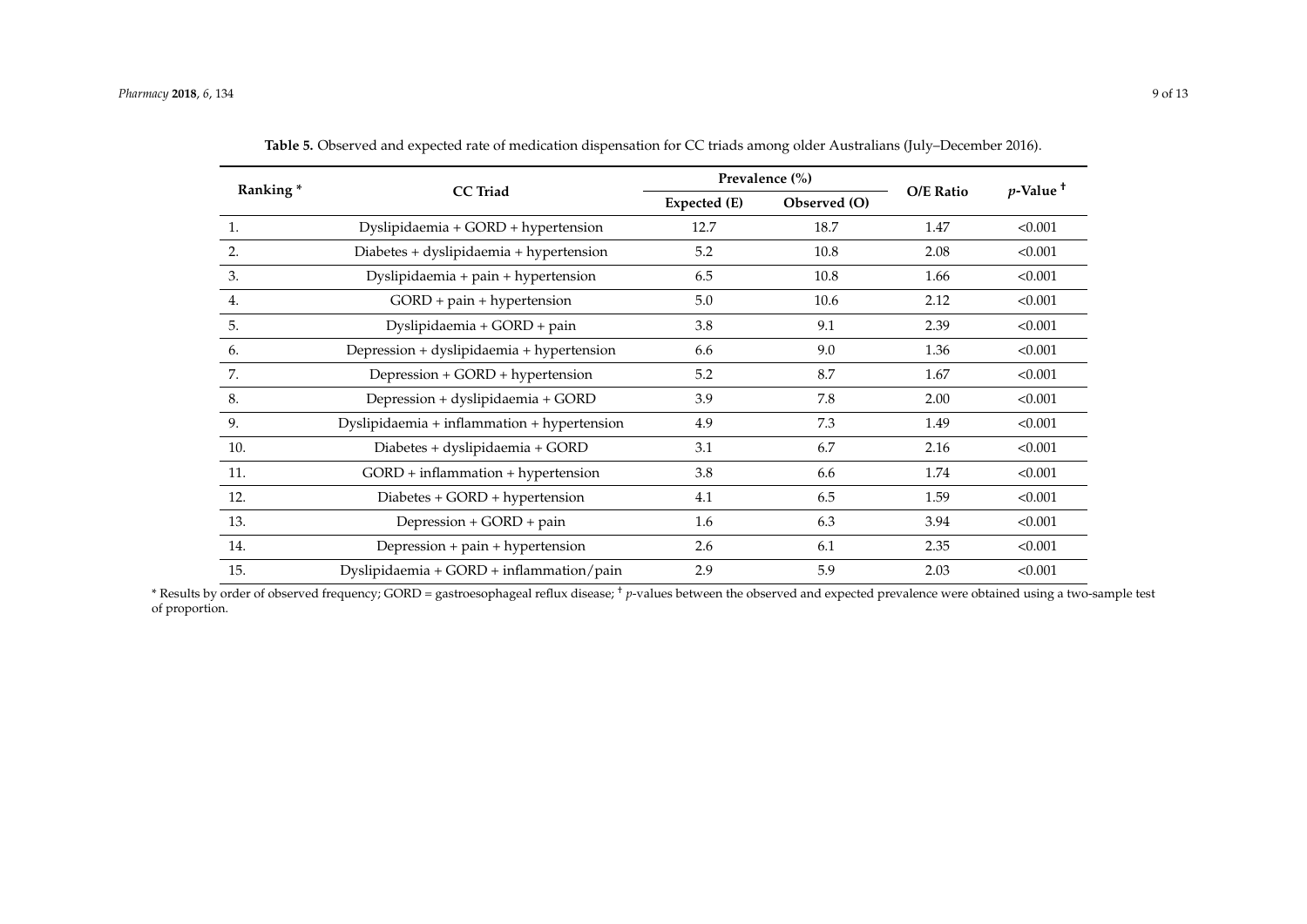**Table 5.** Observed and expected rate of medication dispensation for CC triads among older Australians (July–December 2016).

| Ranking * | CC Triad | Prevalence (%) | | O/E Ratio | $p$-Value † |
|---|---|---|---|---|---|
| | | Expected (E) | Observed (O) | | |
| 1. | Dyslipidaemia + GORD + hypertension | 12.7 | 18.7 | 1.47 | <0.001 |
| 2. | Diabetes + dyslipidaemia + hypertension | 5.2 | 10.8 | 2.08 | <0.001 |
| 3. | Dyslipidaemia + pain + hypertension | 6.5 | 10.8 | 1.66 | <0.001 |
| 4. | GORD + pain + hypertension | 5.0 | 10.6 | 2.12 | <0.001 |
| 5. | Dyslipidaemia + GORD + pain | 3.8 | 9.1 | 2.39 | <0.001 |
| 6. | Depression + dyslipidaemia + hypertension | 6.6 | 9.0 | 1.36 | <0.001 |
| 7. | Depression + GORD + hypertension | 5.2 | 8.7 | 1.67 | <0.001 |
| 8. | Depression + dyslipidaemia + GORD | 3.9 | 7.8 | 2.00 | <0.001 |
| 9. | Dyslipidaemia + inflammation + hypertension | 4.9 | 7.3 | 1.49 | <0.001 |
| 10. | Diabetes + dyslipidaemia + GORD | 3.1 | 6.7 | 2.16 | <0.001 |
| 11. | GORD + inflammation + hypertension | 3.8 | 6.6 | 1.74 | <0.001 |
| 12. | Diabetes + GORD + hypertension | 4.1 | 6.5 | 1.59 | <0.001 |
| 13. | Depression + GORD + pain | 1.6 | 6.3 | 3.94 | <0.001 |
| 14. | Depression + pain + hypertension | 2.6 | 6.1 | 2.35 | <0.001 |
| 15. | Dyslipidaemia + GORD + inflammation/pain | 2.9 | 5.9 | 2.03 | <0.001 |

* Results by order of observed frequency; GORD = gastroesophageal reflux disease; † $p$-values between the observed and expected prevalence were obtained using a two-sample test of proportion.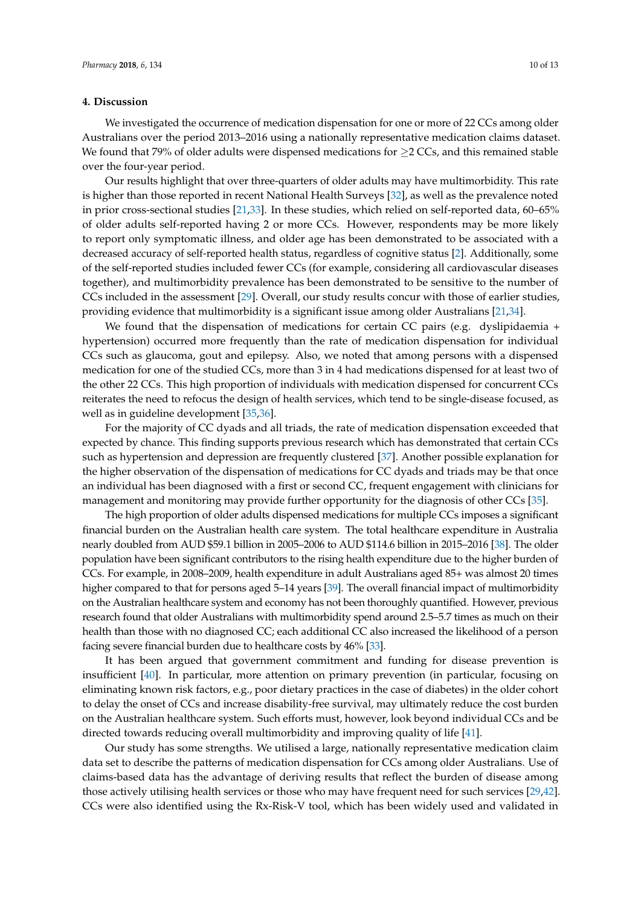## 4. Discussion

We investigated the occurrence of medication dispensation for one or more of 22 CCs among older Australians over the period 2013–2016 using a nationally representative medication claims dataset. We found that 79% of older adults were dispensed medications for $\geq$2 CCs, and this remained stable over the four-year period.

Our results highlight that over three-quarters of older adults may have multimorbidity. This rate is higher than those reported in recent National Health Surveys [32], as well as the prevalence noted in prior cross-sectional studies [21,33]. In these studies, which relied on self-reported data, 60–65% of older adults self-reported having 2 or more CCs. However, respondents may be more likely to report only symptomatic illness, and older age has been demonstrated to be associated with a decreased accuracy of self-reported health status, regardless of cognitive status [2]. Additionally, some of the self-reported studies included fewer CCs (for example, considering all cardiovascular diseases together), and multimorbidity prevalence has been demonstrated to be sensitive to the number of CCs included in the assessment [29]. Overall, our study results concur with those of earlier studies, providing evidence that multimorbidity is a significant issue among older Australians [21,34].

We found that the dispensation of medications for certain CC pairs (e.g. dyslipidaemia + hypertension) occurred more frequently than the rate of medication dispensation for individual CCs such as glaucoma, gout and epilepsy. Also, we noted that among persons with a dispensed medication for one of the studied CCs, more than 3 in 4 had medications dispensed for at least two of the other 22 CCs. This high proportion of individuals with medication dispensed for concurrent CCs reiterates the need to refocus the design of health services, which tend to be single-disease focused, as well as in guideline development [35,36].

For the majority of CC dyads and all triads, the rate of medication dispensation exceeded that expected by chance. This finding supports previous research which has demonstrated that certain CCs such as hypertension and depression are frequently clustered [37]. Another possible explanation for the higher observation of the dispensation of medications for CC dyads and triads may be that once an individual has been diagnosed with a first or second CC, frequent engagement with clinicians for management and monitoring may provide further opportunity for the diagnosis of other CCs [35].

The high proportion of older adults dispensed medications for multiple CCs imposes a significant financial burden on the Australian health care system. The total healthcare expenditure in Australia nearly doubled from AUD $59.1 billion in 2005–2006 to AUD $114.6 billion in 2015–2016 [38]. The older population have been significant contributors to the rising health expenditure due to the higher burden of CCs. For example, in 2008–2009, health expenditure in adult Australians aged 85+ was almost 20 times higher compared to that for persons aged 5–14 years [39]. The overall financial impact of multimorbidity on the Australian healthcare system and economy has not been thoroughly quantified. However, previous research found that older Australians with multimorbidity spend around 2.5–5.7 times as much on their health than those with no diagnosed CC; each additional CC also increased the likelihood of a person facing severe financial burden due to healthcare costs by 46% [33].

It has been argued that government commitment and funding for disease prevention is insufficient [40]. In particular, more attention on primary prevention (in particular, focusing on eliminating known risk factors, e.g., poor dietary practices in the case of diabetes) in the older cohort to delay the onset of CCs and increase disability-free survival, may ultimately reduce the cost burden on the Australian healthcare system. Such efforts must, however, look beyond individual CCs and be directed towards reducing overall multimorbidity and improving quality of life [41].

Our study has some strengths. We utilised a large, nationally representative medication claim data set to describe the patterns of medication dispensation for CCs among older Australians. Use of claims-based data has the advantage of deriving results that reflect the burden of disease among those actively utilising health services or those who may have frequent need for such services [29,42]. CCs were also identified using the Rx-Risk-V tool, which has been widely used and validated in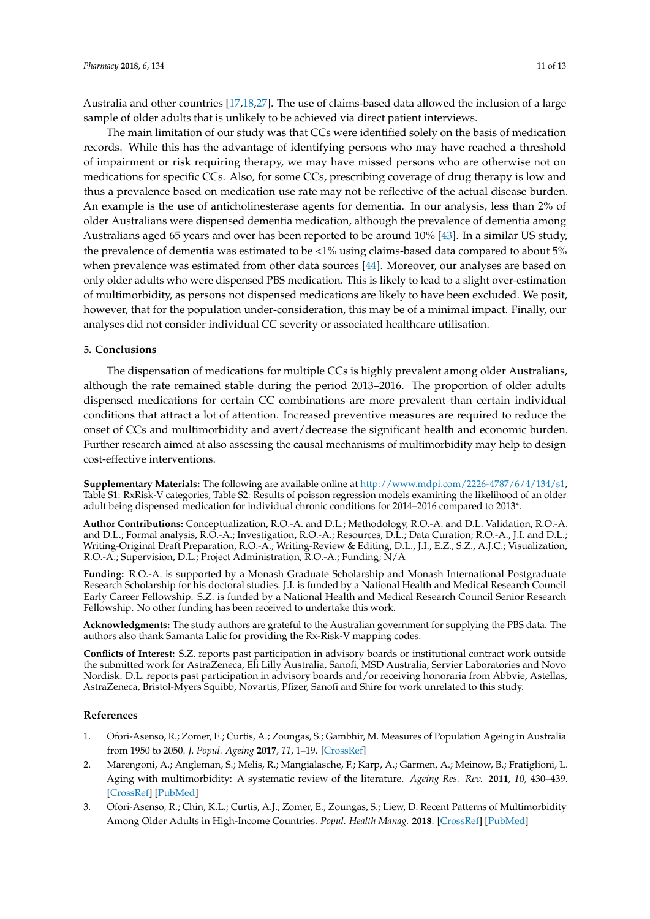Australia and other countries [17,18,27]. The use of claims-based data allowed the inclusion of a large sample of older adults that is unlikely to be achieved via direct patient interviews.

The main limitation of our study was that CCs were identified solely on the basis of medication records. While this has the advantage of identifying persons who may have reached a threshold of impairment or risk requiring therapy, we may have missed persons who are otherwise not on medications for specific CCs. Also, for some CCs, prescribing coverage of drug therapy is low and thus a prevalence based on medication use rate may not be reflective of the actual disease burden. An example is the use of anticholinesterase agents for dementia. In our analysis, less than 2% of older Australians were dispensed dementia medication, although the prevalence of dementia among Australians aged 65 years and over has been reported to be around 10% [43]. In a similar US study, the prevalence of dementia was estimated to be <1% using claims-based data compared to about 5% when prevalence was estimated from other data sources [44]. Moreover, our analyses are based on only older adults who were dispensed PBS medication. This is likely to lead to a slight over-estimation of multimorbidity, as persons not dispensed medications are likely to have been excluded. We posit, however, that for the population under-consideration, this may be of a minimal impact. Finally, our analyses did not consider individual CC severity or associated healthcare utilisation.

## 5. Conclusions

The dispensation of medications for multiple CCs is highly prevalent among older Australians, although the rate remained stable during the period 2013–2016. The proportion of older adults dispensed medications for certain CC combinations are more prevalent than certain individual conditions that attract a lot of attention. Increased preventive measures are required to reduce the onset of CCs and multimorbidity and avert/decrease the significant health and economic burden. Further research aimed at also assessing the causal mechanisms of multimorbidity may help to design cost-effective interventions.

**Supplementary Materials:** The following are available online at http://www.mdpi.com/2226-4787/6/4/134/s1, Table S1: RxRisk-V categories, Table S2: Results of poisson regression models examining the likelihood of an older adult being dispensed medication for individual chronic conditions for 2014–2016 compared to 2013*.

**Author Contributions:** Conceptualization, R.O.-A. and D.L.; Methodology, R.O.-A. and D.L. Validation, R.O.-A. and D.L.; Formal analysis, R.O.-A.; Investigation, R.O.-A.; Resources, D.L.; Data Curation; R.O.-A., J.I. and D.L.; Writing-Original Draft Preparation, R.O.-A.; Writing-Review & Editing, D.L., J.I., E.Z., S.Z., A.J.C.; Visualization, R.O.-A.; Supervision, D.L.; Project Administration, R.O.-A.; Funding; N/A

**Funding:** R.O.-A. is supported by a Monash Graduate Scholarship and Monash International Postgraduate Research Scholarship for his doctoral studies. J.I. is funded by a National Health and Medical Research Council Early Career Fellowship. S.Z. is funded by a National Health and Medical Research Council Senior Research Fellowship. No other funding has been received to undertake this work.

**Acknowledgments:** The study authors are grateful to the Australian government for supplying the PBS data. The authors also thank Samanta Lalic for providing the Rx-Risk-V mapping codes.

**Conflicts of Interest:** S.Z. reports past participation in advisory boards or institutional contract work outside the submitted work for AstraZeneca, Eli Lilly Australia, Sanofi, MSD Australia, Servier Laboratories and Novo Nordisk. D.L. reports past participation in advisory boards and/or receiving honoraria from Abbvie, Astellas, AstraZeneca, Bristol-Myers Squibb, Novartis, Pfizer, Sanofi and Shire for work unrelated to this study.

## References

1. Ofori-Asenso, R.; Zomer, E.; Curtis, A.; Zoungas, S.; Gambhir, M. Measures of Population Ageing in Australia from 1950 to 2050. *J. Popul. Ageing* **2017**, *11*, 1–19. [CrossRef]
2. Marengoni, A.; Angleman, S.; Melis, R.; Mangialasche, F.; Karp, A.; Garmen, A.; Meinow, B.; Fratiglioni, L. Aging with multimorbidity: A systematic review of the literature. *Ageing Res. Rev.* **2011**, *10*, 430–439. [CrossRef] [PubMed]
3. Ofori-Asenso, R.; Chin, K.L.; Curtis, A.J.; Zomer, E.; Zoungas, S.; Liew, D. Recent Patterns of Multimorbidity Among Older Adults in High-Income Countries. *Popul. Health Manag.* **2018**. [CrossRef] [PubMed]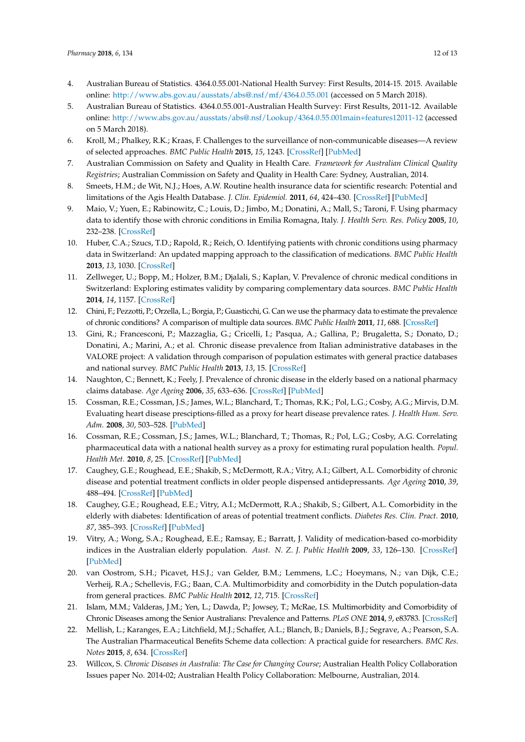4. Australian Bureau of Statistics. 4364.0.55.001-National Health Survey: First Results, 2014-15. 2015. Available online: http://www.abs.gov.au/ausstats/abs@.nsf/mf/4364.0.55.001 (accessed on 5 March 2018).
5. Australian Bureau of Statistics. 4364.0.55.001-Australian Health Survey: First Results, 2011-12. Available online: http://www.abs.gov.au/ausstats/abs@.nsf/Lookup/4364.0.55.001main+features12011-12 (accessed on 5 March 2018).
6. Kroll, M.; Phalkey, R.K.; Kraas, F. Challenges to the surveillance of non-communicable diseases—A review of selected approaches. *BMC Public Health* **2015**, *15*, 1243. [CrossRef] [PubMed]
7. Australian Commission on Safety and Quality in Health Care. *Framework for Australian Clinical Quality Registries*; Australian Commission on Safety and Quality in Health Care: Sydney, Australian, 2014.
8. Smeets, H.M.; de Wit, N.J.; Hoes, A.W. Routine health insurance data for scientific research: Potential and limitations of the Agis Health Database. *J. Clin. Epidemiol.* **2011**, *64*, 424–430. [CrossRef] [PubMed]
9. Maio, V.; Yuen, E.; Rabinowitz, C.; Louis, D.; Jimbo, M.; Donatini, A.; Mall, S.; Taroni, F. Using pharmacy data to identify those with chronic conditions in Emilia Romagna, Italy. *J. Health Serv. Res. Policy* **2005**, *10*, 232–238. [CrossRef]
10. Huber, C.A.; Szucs, T.D.; Rapold, R.; Reich, O. Identifying patients with chronic conditions using pharmacy data in Switzerland: An updated mapping approach to the classification of medications. *BMC Public Health* **2013**, *13*, 1030. [CrossRef]
11. Zellweger, U.; Bopp, M.; Holzer, B.M.; Djalali, S.; Kaplan, V. Prevalence of chronic medical conditions in Switzerland: Exploring estimates validity by comparing complementary data sources. *BMC Public Health* **2014**, *14*, 1157. [CrossRef]
12. Chini, F.; Pezzotti, P.; Orzella, L.; Borgia, P.; Guasticchi, G. Can we use the pharmacy data to estimate the prevalence of chronic conditions? A comparison of multiple data sources. *BMC Public Health* **2011**, *11*, 688. [CrossRef]
13. Gini, R.; Francesconi, P.; Mazzaglia, G.; Cricelli, I.; Pasqua, A.; Gallina, P.; Brugaletta, S.; Donato, D.; Donatini, A.; Marini, A.; et al. Chronic disease prevalence from Italian administrative databases in the VALORE project: A validation through comparison of population estimates with general practice databases and national survey. *BMC Public Health* **2013**, *13*, 15. [CrossRef]
14. Naughton, C.; Bennett, K.; Feely, J. Prevalence of chronic disease in the elderly based on a national pharmacy claims database. *Age Ageing* **2006**, *35*, 633–636. [CrossRef] [PubMed]
15. Cossman, R.E.; Cossman, J.S.; James, W.L.; Blanchard, T.; Thomas, R.K.; Pol, L.G.; Cosby, A.G.; Mirvis, D.M. Evaluating heart disease presciptions-filled as a proxy for heart disease prevalence rates. *J. Health Hum. Serv. Adm.* **2008**, *30*, 503–528. [PubMed]
16. Cossman, R.E.; Cossman, J.S.; James, W.L.; Blanchard, T.; Thomas, R.; Pol, L.G.; Cosby, A.G. Correlating pharmaceutical data with a national health survey as a proxy for estimating rural population health. *Popul. Health Met.* **2010**, *8*, 25. [CrossRef] [PubMed]
17. Caughey, G.E.; Roughead, E.E.; Shakib, S.; McDermott, R.A.; Vitry, A.I.; Gilbert, A.L. Comorbidity of chronic disease and potential treatment conflicts in older people dispensed antidepressants. *Age Ageing* **2010**, *39*, 488–494. [CrossRef] [PubMed]
18. Caughey, G.E.; Roughead, E.E.; Vitry, A.I.; McDermott, R.A.; Shakib, S.; Gilbert, A.L. Comorbidity in the elderly with diabetes: Identification of areas of potential treatment conflicts. *Diabetes Res. Clin. Pract.* **2010**, *87*, 385–393. [CrossRef] [PubMed]
19. Vitry, A.; Wong, S.A.; Roughead, E.E.; Ramsay, E.; Barratt, J. Validity of medication-based co-morbidity indices in the Australian elderly population. *Aust. N. Z. J. Public Health* **2009**, *33*, 126–130. [CrossRef] [PubMed]
20. van Oostrom, S.H.; Picavet, H.S.J.; van Gelder, B.M.; Lemmens, L.C.; Hoeymans, N.; van Dijk, C.E.; Verheij, R.A.; Schellevis, F.G.; Baan, C.A. Multimorbidity and comorbidity in the Dutch population-data from general practices. *BMC Public Health* **2012**, *12*, 715. [CrossRef]
21. Islam, M.M.; Valderas, J.M.; Yen, L.; Dawda, P.; Jowsey, T.; McRae, I.S. Multimorbidity and Comorbidity of Chronic Diseases among the Senior Australians: Prevalence and Patterns. *PLoS ONE* **2014**, *9*, e83783. [CrossRef]
22. Mellish, L.; Karanges, E.A.; Litchfield, M.J.; Schaffer, A.L.; Blanch, B.; Daniels, B.J.; Segrave, A.; Pearson, S.A. The Australian Pharmaceutical Benefits Scheme data collection: A practical guide for researchers. *BMC Res. Notes* **2015**, *8*, 634. [CrossRef]
23. Willcox, S. *Chronic Diseases in Australia: The Case for Changing Course*; Australian Health Policy Collaboration Issues paper No. 2014-02; Australian Health Policy Collaboration: Melbourne, Australian, 2014.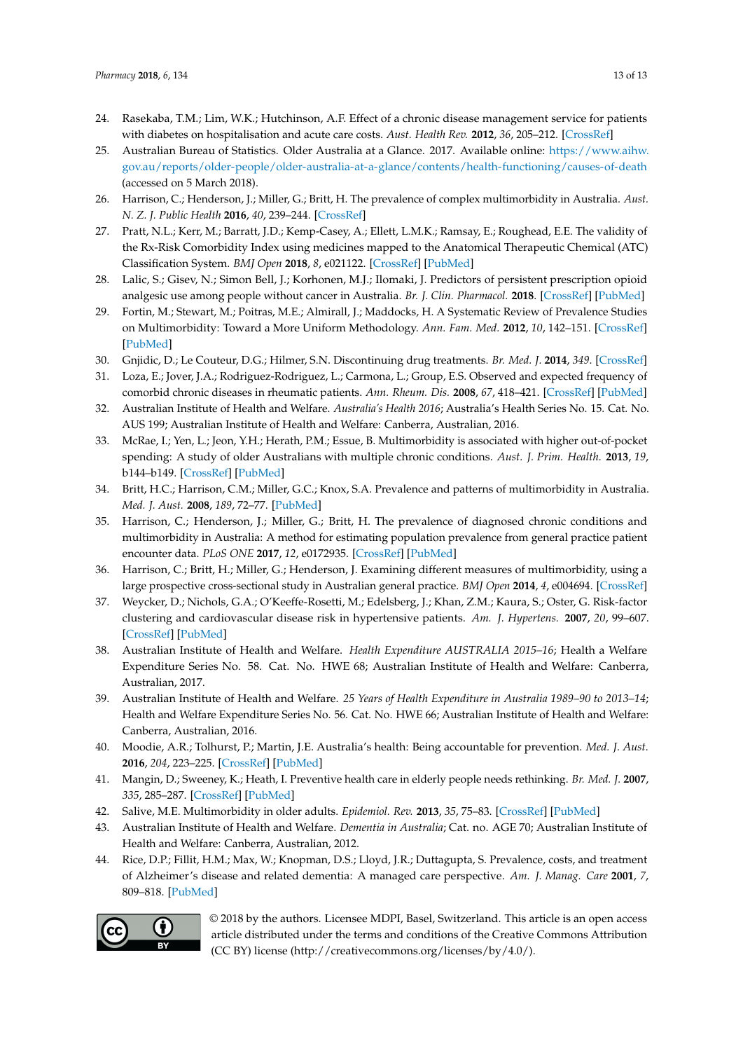24. Rasekaba, T.M.; Lim, W.K.; Hutchinson, A.F. Effect of a chronic disease management service for patients with diabetes on hospitalisation and acute care costs. *Aust. Health Rev.* **2012**, *36*, 205–212. [CrossRef]
25. Australian Bureau of Statistics. Older Australia at a Glance. 2017. Available online: https://www.aihw.gov.au/reports/older-people/older-australia-at-a-glance/contents/health-functioning/causes-of-death (accessed on 5 March 2018).
26. Harrison, C.; Henderson, J.; Miller, G.; Britt, H. The prevalence of complex multimorbidity in Australia. *Aust. N. Z. J. Public Health* **2016**, *40*, 239–244. [CrossRef]
27. Pratt, N.L.; Kerr, M.; Barratt, J.D.; Kemp-Casey, A.; Ellett, L.M.K.; Ramsay, E.; Roughead, E.E. The validity of the Rx-Risk Comorbidity Index using medicines mapped to the Anatomical Therapeutic Chemical (ATC) Classification System. *BMJ Open* **2018**, *8*, e021122. [CrossRef] [PubMed]
28. Lalic, S.; Gisev, N.; Simon Bell, J.; Korhonen, M.J.; Ilomaki, J. Predictors of persistent prescription opioid analgesic use among people without cancer in Australia. *Br. J. Clin. Pharmacol.* **2018**. [CrossRef] [PubMed]
29. Fortin, M.; Stewart, M.; Poitras, M.E.; Almirall, J.; Maddocks, H. A Systematic Review of Prevalence Studies on Multimorbidity: Toward a More Uniform Methodology. *Ann. Fam. Med.* **2012**, *10*, 142–151. [CrossRef] [PubMed]
30. Gnjidic, D.; Le Couteur, D.G.; Hilmer, S.N. Discontinuing drug treatments. *Br. Med. J.* **2014**, *349*. [CrossRef]
31. Loza, E.; Jover, J.A.; Rodriguez-Rodriguez, L.; Carmona, L.; Group, E.S. Observed and expected frequency of comorbid chronic diseases in rheumatic patients. *Ann. Rheum. Dis.* **2008**, *67*, 418–421. [CrossRef] [PubMed]
32. Australian Institute of Health and Welfare. *Australia's Health 2016*; Australia's Health Series No. 15. Cat. No. AUS 199; Australian Institute of Health and Welfare: Canberra, Australian, 2016.
33. McRae, I.; Yen, L.; Jeon, Y.H.; Herath, P.M.; Essue, B. Multimorbidity is associated with higher out-of-pocket spending: A study of older Australians with multiple chronic conditions. *Aust. J. Prim. Health.* **2013**, *19*, b144–b149. [CrossRef] [PubMed]
34. Britt, H.C.; Harrison, C.M.; Miller, G.C.; Knox, S.A. Prevalence and patterns of multimorbidity in Australia. *Med. J. Aust.* **2008**, *189*, 72–77. [PubMed]
35. Harrison, C.; Henderson, J.; Miller, G.; Britt, H. The prevalence of diagnosed chronic conditions and multimorbidity in Australia: A method for estimating population prevalence from general practice patient encounter data. *PLoS ONE* **2017**, *12*, e0172935. [CrossRef] [PubMed]
36. Harrison, C.; Britt, H.; Miller, G.; Henderson, J. Examining different measures of multimorbidity, using a large prospective cross-sectional study in Australian general practice. *BMJ Open* **2014**, *4*, e004694. [CrossRef]
37. Weycker, D.; Nichols, G.A.; O'Keeffe-Rosetti, M.; Edelsberg, J.; Khan, Z.M.; Kaura, S.; Oster, G. Risk-factor clustering and cardiovascular disease risk in hypertensive patients. *Am. J. Hypertens.* **2007**, *20*, 99–607. [CrossRef] [PubMed]
38. Australian Institute of Health and Welfare. *Health Expenditure AUSTRALIA 2015–16*; Health a Welfare Expenditure Series No. 58. Cat. No. HWE 68; Australian Institute of Health and Welfare: Canberra, Australian, 2017.
39. Australian Institute of Health and Welfare. *25 Years of Health Expenditure in Australia 1989–90 to 2013–14*; Health and Welfare Expenditure Series No. 56. Cat. No. HWE 66; Australian Institute of Health and Welfare: Canberra, Australian, 2016.
40. Moodie, A.R.; Tolhurst, P.; Martin, J.E. Australia's health: Being accountable for prevention. *Med. J. Aust.* **2016**, *204*, 223–225. [CrossRef] [PubMed]
41. Mangin, D.; Sweeney, K.; Heath, I. Preventive health care in elderly people needs rethinking. *Br. Med. J.* **2007**, *335*, 285–287. [CrossRef] [PubMed]
42. Salive, M.E. Multimorbidity in older adults. *Epidemiol. Rev.* **2013**, *35*, 75–83. [CrossRef] [PubMed]
43. Australian Institute of Health and Welfare. *Dementia in Australia*; Cat. no. AGE 70; Australian Institute of Health and Welfare: Canberra, Australian, 2012.
44. Rice, D.P.; Fillit, H.M.; Max, W.; Knopman, D.S.; Lloyd, J.R.; Duttagupta, S. Prevalence, costs, and treatment of Alzheimer's disease and related dementia: A managed care perspective. *Am. J. Manag. Care* **2001**, *7*, 809–818. [PubMed]

© 2018 by the authors. Licensee MDPI, Basel, Switzerland. This article is an open access article distributed under the terms and conditions of the Creative Commons Attribution (CC BY) license (http://creativecommons.org/licenses/by/4.0/).